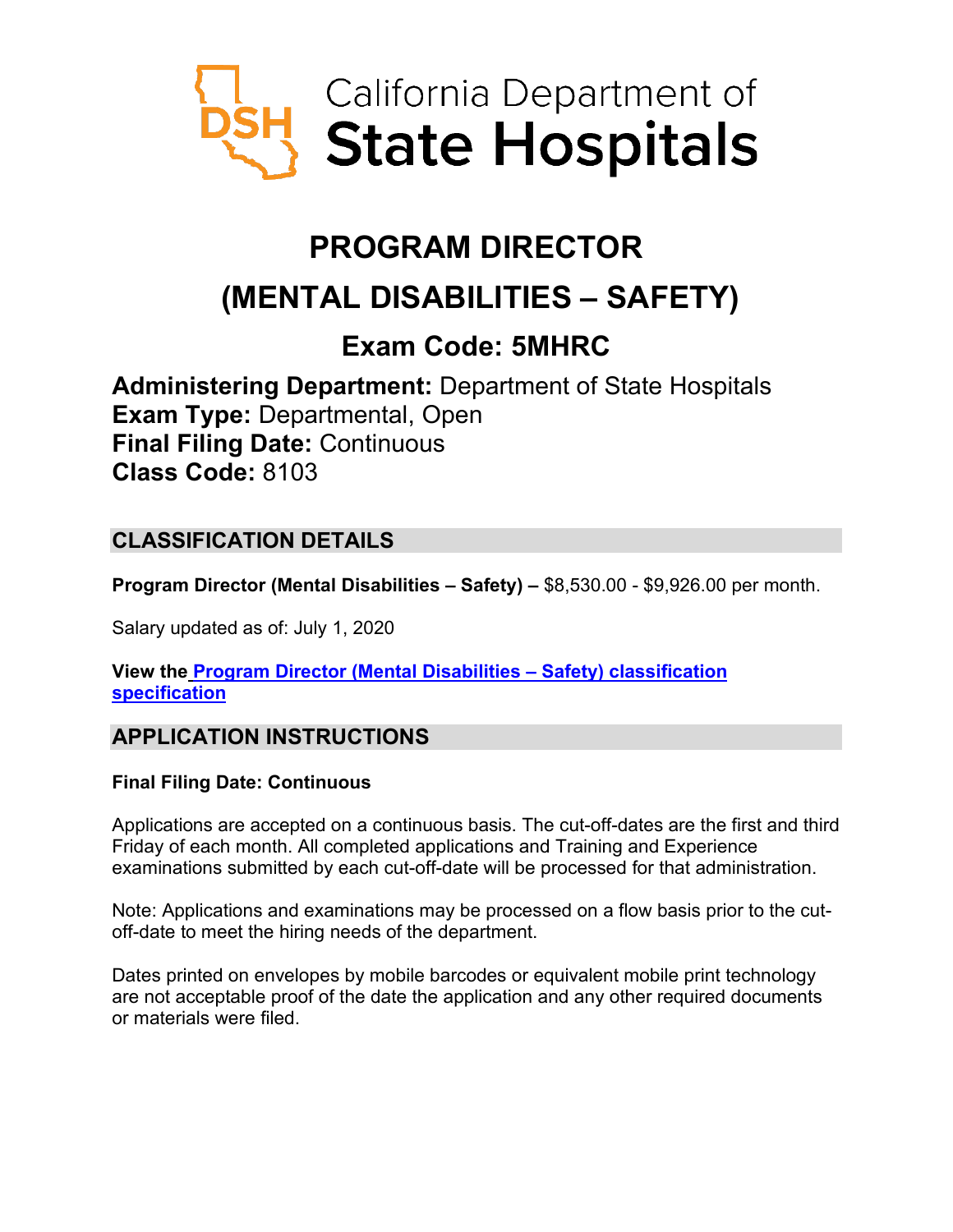California Department of
**State Hospitals**

# PROGRAM DIRECTOR
# (MENTAL DISABILITIES – SAFETY)

## Exam Code: 5MHRC

**Administering Department:** Department of State Hospitals
**Exam Type:** Departmental, Open
**Final Filing Date:** Continuous
**Class Code:** 8103

## CLASSIFICATION DETAILS

**Program Director (Mental Disabilities – Safety) –** $8,530.00 - $9,926.00 per month.

Salary updated as of: July 1, 2020

**View the Program Director (Mental Disabilities – Safety) classification specification**

## APPLICATION INSTRUCTIONS

**Final Filing Date: Continuous**

Applications are accepted on a continuous basis. The cut-off-dates are the first and third Friday of each month. All completed applications and Training and Experience examinations submitted by each cut-off-date will be processed for that administration.

Note: Applications and examinations may be processed on a flow basis prior to the cut-off-date to meet the hiring needs of the department.

Dates printed on envelopes by mobile barcodes or equivalent mobile print technology are not acceptable proof of the date the application and any other required documents or materials were filed.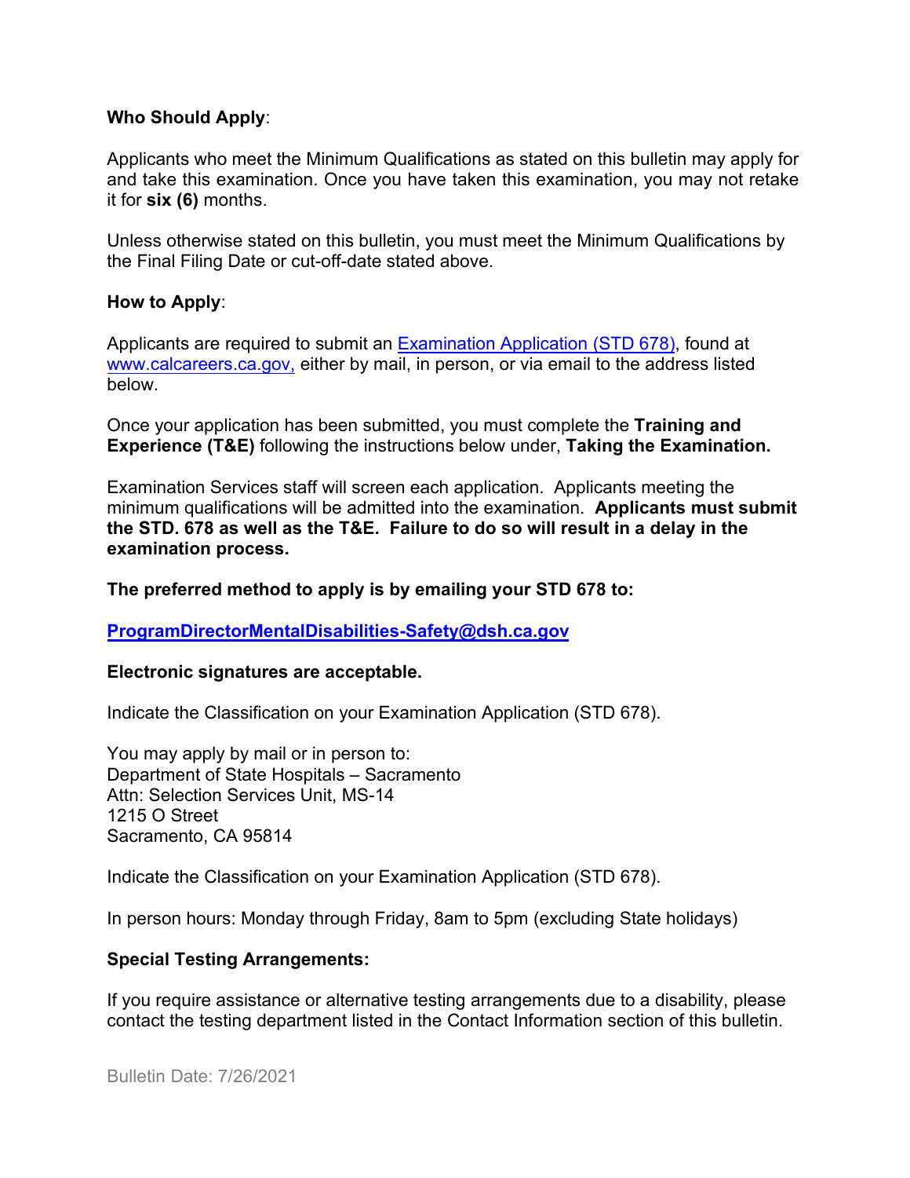**Who Should Apply**:

Applicants who meet the Minimum Qualifications as stated on this bulletin may apply for and take this examination. Once you have taken this examination, you may not retake it for **six (6)** months.

Unless otherwise stated on this bulletin, you must meet the Minimum Qualifications by the Final Filing Date or cut-off-date stated above.

**How to Apply**:

Applicants are required to submit an [Examination Application (STD 678)](), found at [www.calcareers.ca.gov,]() either by mail, in person, or via email to the address listed below.

Once your application has been submitted, you must complete the **Training and Experience (T&E)** following the instructions below under, **Taking the Examination.**

Examination Services staff will screen each application. Applicants meeting the minimum qualifications will be admitted into the examination. **Applicants must submit the STD. 678 as well as the T&E. Failure to do so will result in a delay in the examination process.**

**The preferred method to apply is by emailing your STD 678 to:**

**ProgramDirectorMentalDisabilities-Safety@dsh.ca.gov**

**Electronic signatures are acceptable.**

Indicate the Classification on your Examination Application (STD 678).

You may apply by mail or in person to:
Department of State Hospitals – Sacramento
Attn: Selection Services Unit, MS-14
1215 O Street
Sacramento, CA 95814

Indicate the Classification on your Examination Application (STD 678).

In person hours: Monday through Friday, 8am to 5pm (excluding State holidays)

**Special Testing Arrangements:**

If you require assistance or alternative testing arrangements due to a disability, please contact the testing department listed in the Contact Information section of this bulletin.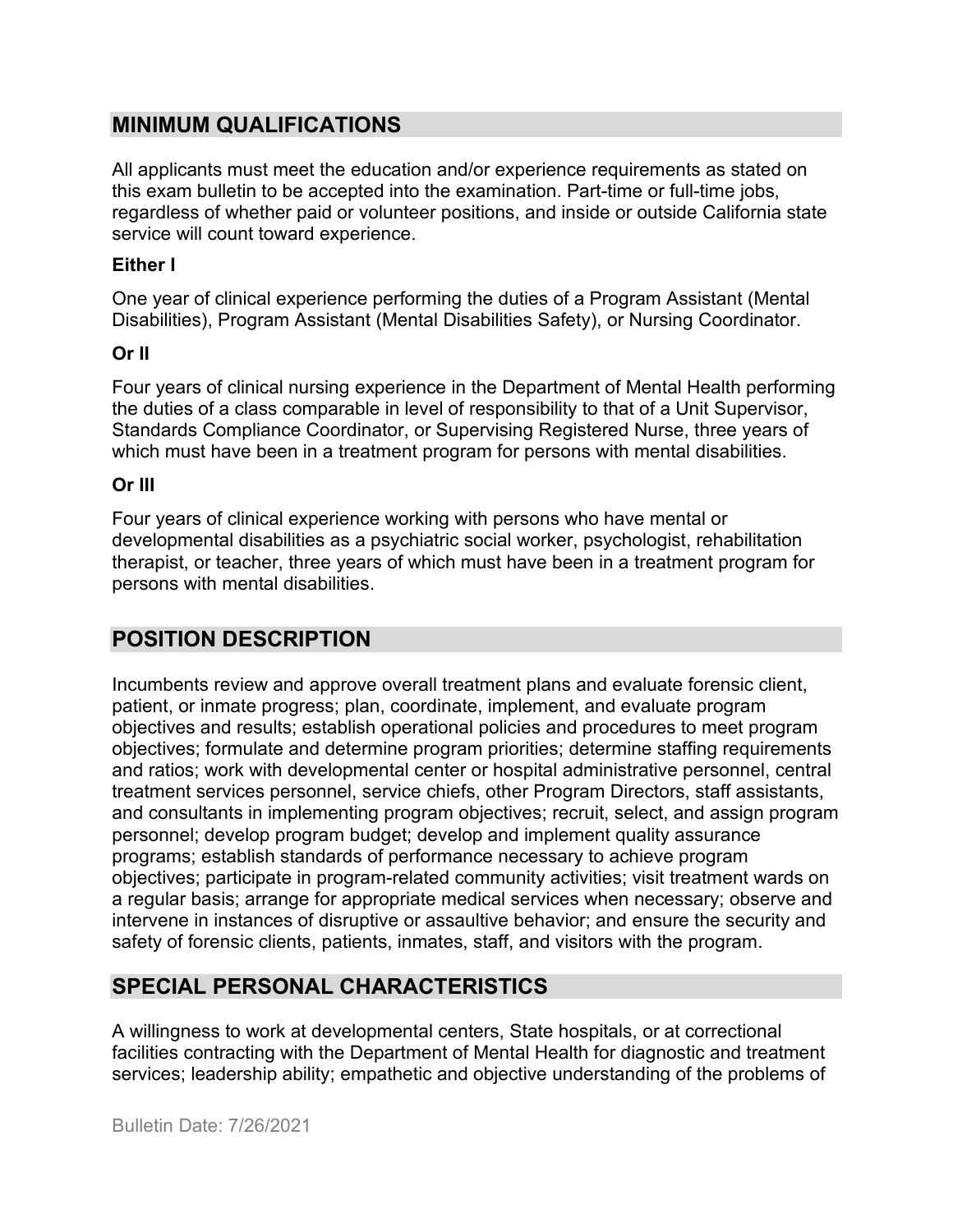## MINIMUM QUALIFICATIONS

All applicants must meet the education and/or experience requirements as stated on this exam bulletin to be accepted into the examination. Part-time or full-time jobs, regardless of whether paid or volunteer positions, and inside or outside California state service will count toward experience.

**Either I**

One year of clinical experience performing the duties of a Program Assistant (Mental Disabilities), Program Assistant (Mental Disabilities Safety), or Nursing Coordinator.

**Or II**

Four years of clinical nursing experience in the Department of Mental Health performing the duties of a class comparable in level of responsibility to that of a Unit Supervisor, Standards Compliance Coordinator, or Supervising Registered Nurse, three years of which must have been in a treatment program for persons with mental disabilities.

**Or III**

Four years of clinical experience working with persons who have mental or developmental disabilities as a psychiatric social worker, psychologist, rehabilitation therapist, or teacher, three years of which must have been in a treatment program for persons with mental disabilities.

## POSITION DESCRIPTION

Incumbents review and approve overall treatment plans and evaluate forensic client, patient, or inmate progress; plan, coordinate, implement, and evaluate program objectives and results; establish operational policies and procedures to meet program objectives; formulate and determine program priorities; determine staffing requirements and ratios; work with developmental center or hospital administrative personnel, central treatment services personnel, service chiefs, other Program Directors, staff assistants, and consultants in implementing program objectives; recruit, select, and assign program personnel; develop program budget; develop and implement quality assurance programs; establish standards of performance necessary to achieve program objectives; participate in program-related community activities; visit treatment wards on a regular basis; arrange for appropriate medical services when necessary; observe and intervene in instances of disruptive or assaultive behavior; and ensure the security and safety of forensic clients, patients, inmates, staff, and visitors with the program.

## SPECIAL PERSONAL CHARACTERISTICS

A willingness to work at developmental centers, State hospitals, or at correctional facilities contracting with the Department of Mental Health for diagnostic and treatment services; leadership ability; empathetic and objective understanding of the problems of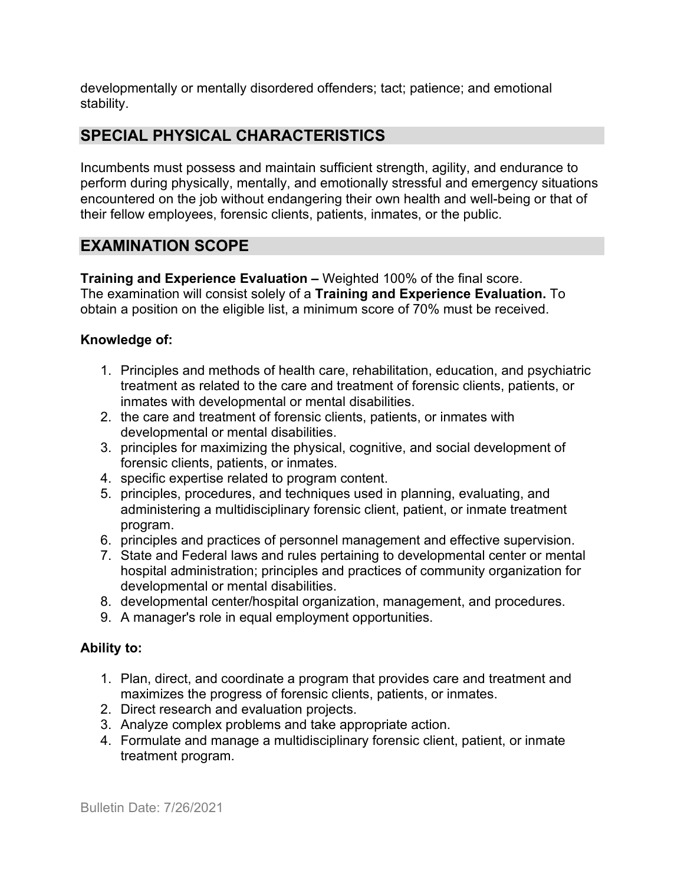developmentally or mentally disordered offenders; tact; patience; and emotional stability.

## SPECIAL PHYSICAL CHARACTERISTICS

Incumbents must possess and maintain sufficient strength, agility, and endurance to perform during physically, mentally, and emotionally stressful and emergency situations encountered on the job without endangering their own health and well-being or that of their fellow employees, forensic clients, patients, inmates, or the public.

## EXAMINATION SCOPE

**Training and Experience Evaluation –** Weighted 100% of the final score.
The examination will consist solely of a **Training and Experience Evaluation.** To obtain a position on the eligible list, a minimum score of 70% must be received.

**Knowledge of:**

1. Principles and methods of health care, rehabilitation, education, and psychiatric treatment as related to the care and treatment of forensic clients, patients, or inmates with developmental or mental disabilities.
2. the care and treatment of forensic clients, patients, or inmates with developmental or mental disabilities.
3. principles for maximizing the physical, cognitive, and social development of forensic clients, patients, or inmates.
4. specific expertise related to program content.
5. principles, procedures, and techniques used in planning, evaluating, and administering a multidisciplinary forensic client, patient, or inmate treatment program.
6. principles and practices of personnel management and effective supervision.
7. State and Federal laws and rules pertaining to developmental center or mental hospital administration; principles and practices of community organization for developmental or mental disabilities.
8. developmental center/hospital organization, management, and procedures.
9. A manager's role in equal employment opportunities.

**Ability to:**

1. Plan, direct, and coordinate a program that provides care and treatment and maximizes the progress of forensic clients, patients, or inmates.
2. Direct research and evaluation projects.
3. Analyze complex problems and take appropriate action.
4. Formulate and manage a multidisciplinary forensic client, patient, or inmate treatment program.

Bulletin Date: 7/26/2021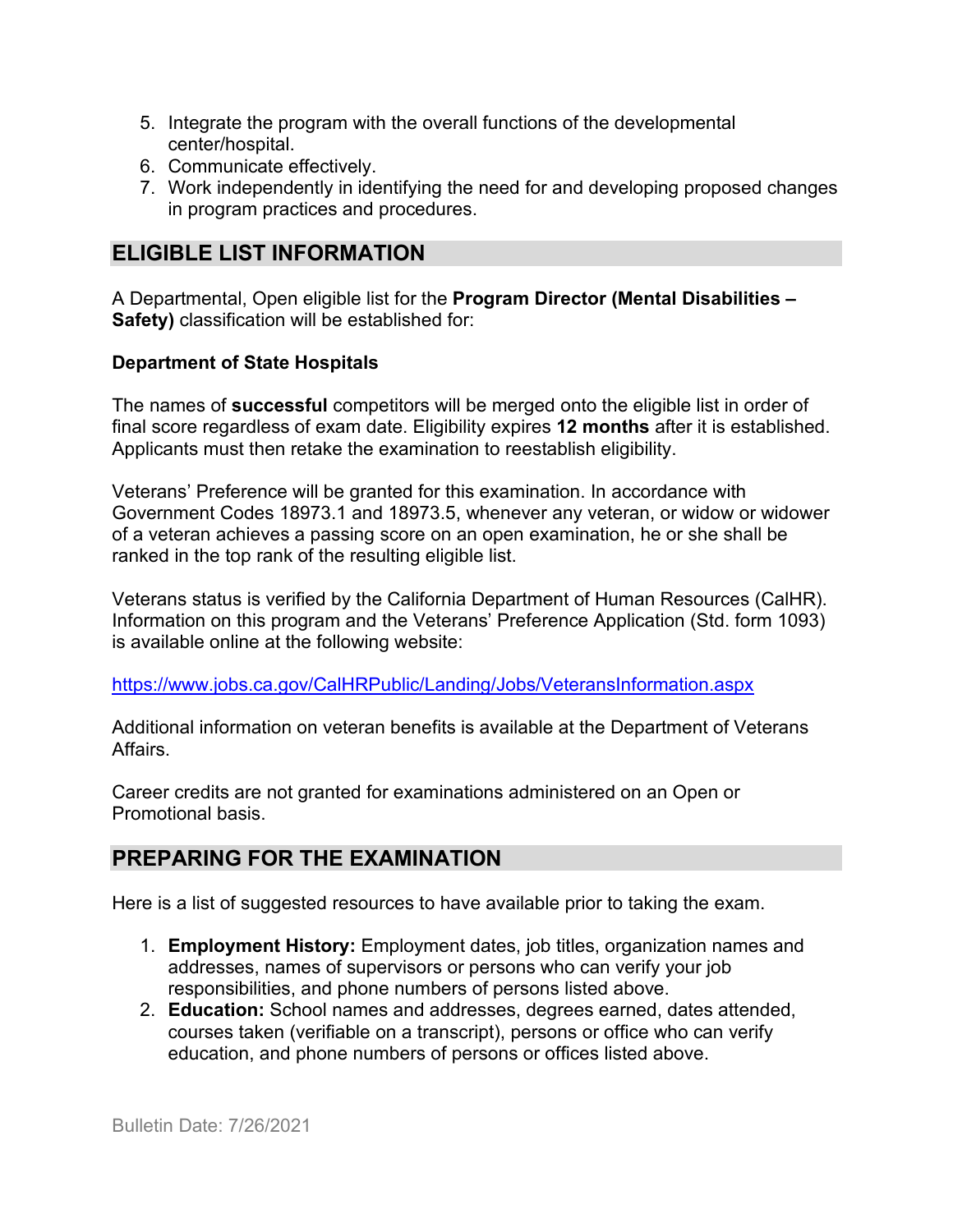5. Integrate the program with the overall functions of the developmental center/hospital.
6. Communicate effectively.
7. Work independently in identifying the need for and developing proposed changes in program practices and procedures.

## ELIGIBLE LIST INFORMATION

A Departmental, Open eligible list for the **Program Director (Mental Disabilities – Safety)** classification will be established for:

**Department of State Hospitals**

The names of **successful** competitors will be merged onto the eligible list in order of final score regardless of exam date. Eligibility expires **12 months** after it is established. Applicants must then retake the examination to reestablish eligibility.

Veterans' Preference will be granted for this examination. In accordance with Government Codes 18973.1 and 18973.5, whenever any veteran, or widow or widower of a veteran achieves a passing score on an open examination, he or she shall be ranked in the top rank of the resulting eligible list.

Veterans status is verified by the California Department of Human Resources (CalHR). Information on this program and the Veterans' Preference Application (Std. form 1093) is available online at the following website:

https://www.jobs.ca.gov/CalHRPublic/Landing/Jobs/VeteransInformation.aspx

Additional information on veteran benefits is available at the Department of Veterans Affairs.

Career credits are not granted for examinations administered on an Open or Promotional basis.

## PREPARING FOR THE EXAMINATION

Here is a list of suggested resources to have available prior to taking the exam.

1. **Employment History:** Employment dates, job titles, organization names and addresses, names of supervisors or persons who can verify your job responsibilities, and phone numbers of persons listed above.
2. **Education:** School names and addresses, degrees earned, dates attended, courses taken (verifiable on a transcript), persons or office who can verify education, and phone numbers of persons or offices listed above.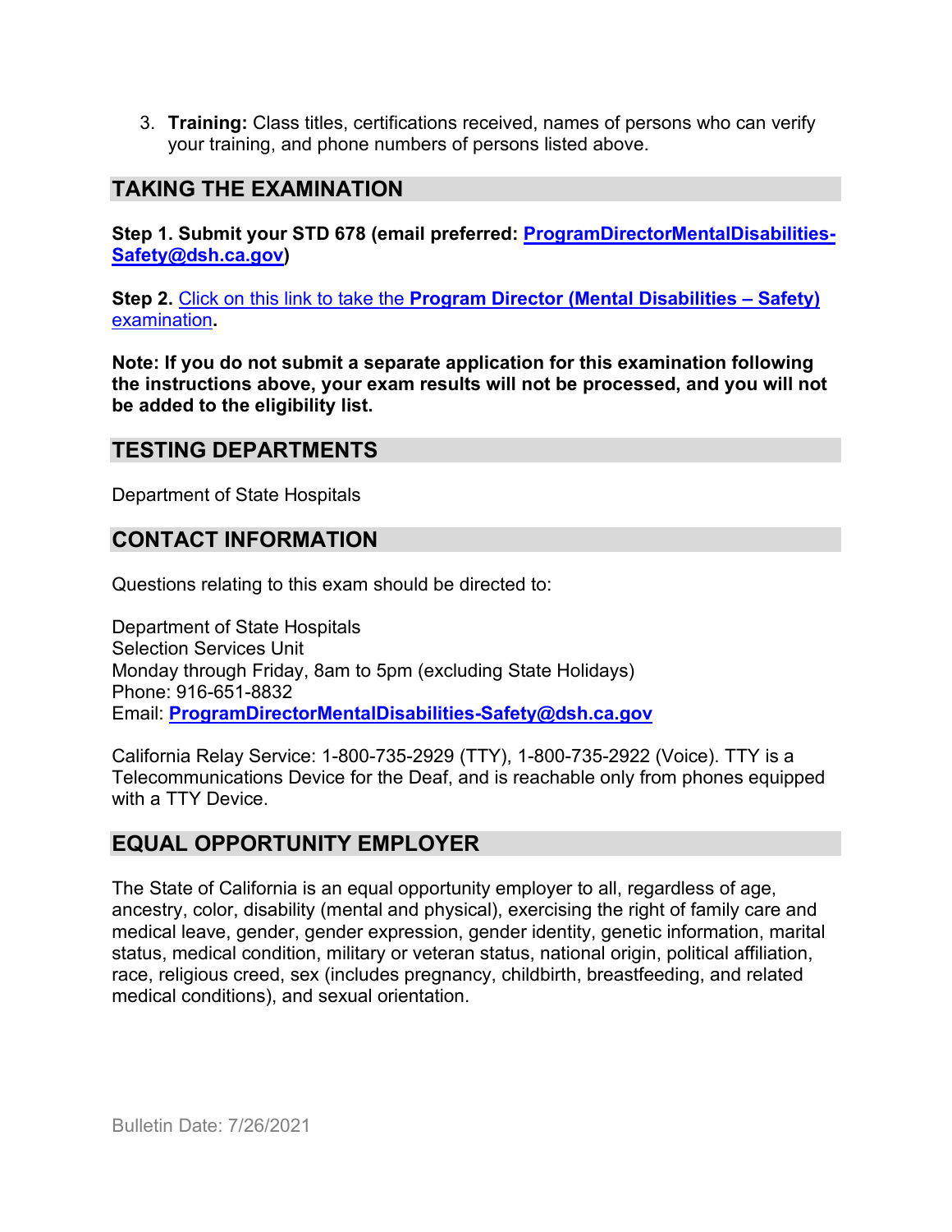3. **Training:** Class titles, certifications received, names of persons who can verify your training, and phone numbers of persons listed above.

## TAKING THE EXAMINATION

**Step 1. Submit your STD 678 (email preferred: ProgramDirectorMentalDisabilities-Safety@dsh.ca.gov)**

**Step 2.** Click on this link to take the **Program Director (Mental Disabilities – Safety)** examination**.**

**Note: If you do not submit a separate application for this examination following the instructions above, your exam results will not be processed, and you will not be added to the eligibility list.**

## TESTING DEPARTMENTS

Department of State Hospitals

## CONTACT INFORMATION

Questions relating to this exam should be directed to:

Department of State Hospitals
Selection Services Unit
Monday through Friday, 8am to 5pm (excluding State Holidays)
Phone: 916-651-8832
Email: **ProgramDirectorMentalDisabilities-Safety@dsh.ca.gov**

California Relay Service: 1-800-735-2929 (TTY), 1-800-735-2922 (Voice). TTY is a Telecommunications Device for the Deaf, and is reachable only from phones equipped with a TTY Device.

## EQUAL OPPORTUNITY EMPLOYER

The State of California is an equal opportunity employer to all, regardless of age, ancestry, color, disability (mental and physical), exercising the right of family care and medical leave, gender, gender expression, gender identity, genetic information, marital status, medical condition, military or veteran status, national origin, political affiliation, race, religious creed, sex (includes pregnancy, childbirth, breastfeeding, and related medical conditions), and sexual orientation.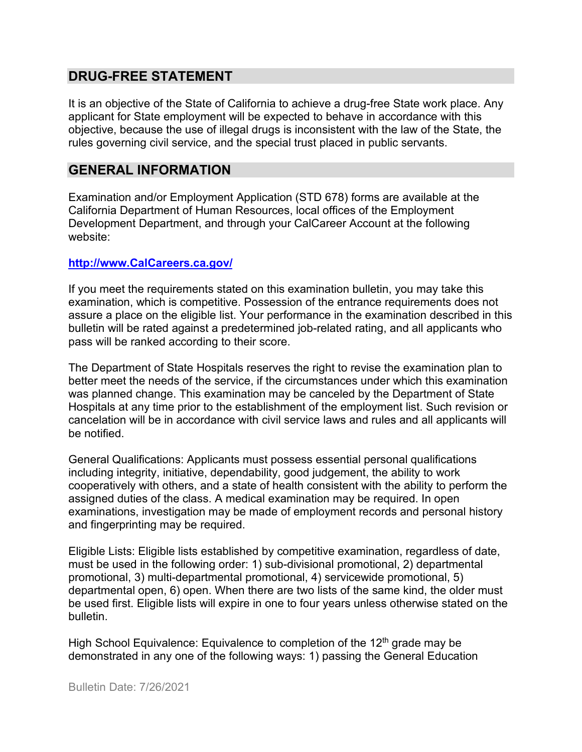## DRUG-FREE STATEMENT

It is an objective of the State of California to achieve a drug-free State work place. Any applicant for State employment will be expected to behave in accordance with this objective, because the use of illegal drugs is inconsistent with the law of the State, the rules governing civil service, and the special trust placed in public servants.

## GENERAL INFORMATION

Examination and/or Employment Application (STD 678) forms are available at the California Department of Human Resources, local offices of the Employment Development Department, and through your CalCareer Account at the following website:

**http://www.CalCareers.ca.gov/**

If you meet the requirements stated on this examination bulletin, you may take this examination, which is competitive. Possession of the entrance requirements does not assure a place on the eligible list. Your performance in the examination described in this bulletin will be rated against a predetermined job-related rating, and all applicants who pass will be ranked according to their score.

The Department of State Hospitals reserves the right to revise the examination plan to better meet the needs of the service, if the circumstances under which this examination was planned change. This examination may be canceled by the Department of State Hospitals at any time prior to the establishment of the employment list. Such revision or cancelation will be in accordance with civil service laws and rules and all applicants will be notified.

General Qualifications: Applicants must possess essential personal qualifications including integrity, initiative, dependability, good judgement, the ability to work cooperatively with others, and a state of health consistent with the ability to perform the assigned duties of the class. A medical examination may be required. In open examinations, investigation may be made of employment records and personal history and fingerprinting may be required.

Eligible Lists: Eligible lists established by competitive examination, regardless of date, must be used in the following order: 1) sub-divisional promotional, 2) departmental promotional, 3) multi-departmental promotional, 4) servicewide promotional, 5) departmental open, 6) open. When there are two lists of the same kind, the older must be used first. Eligible lists will expire in one to four years unless otherwise stated on the bulletin.

High School Equivalence: Equivalence to completion of the 12th grade may be demonstrated in any one of the following ways: 1) passing the General Education

Bulletin Date: 7/26/2021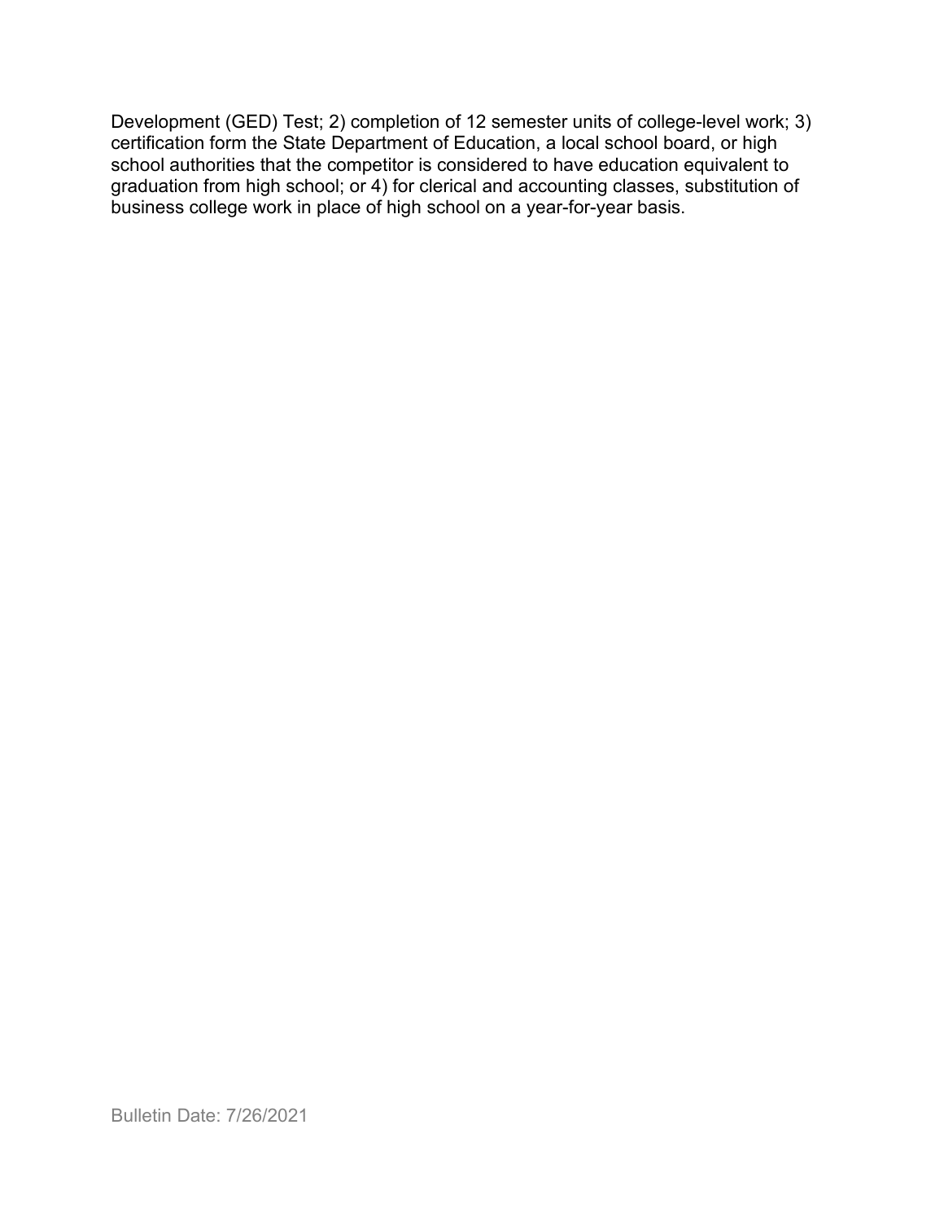Development (GED) Test; 2) completion of 12 semester units of college-level work; 3) certification form the State Department of Education, a local school board, or high school authorities that the competitor is considered to have education equivalent to graduation from high school; or 4) for clerical and accounting classes, substitution of business college work in place of high school on a year-for-year basis.

Bulletin Date: 7/26/2021